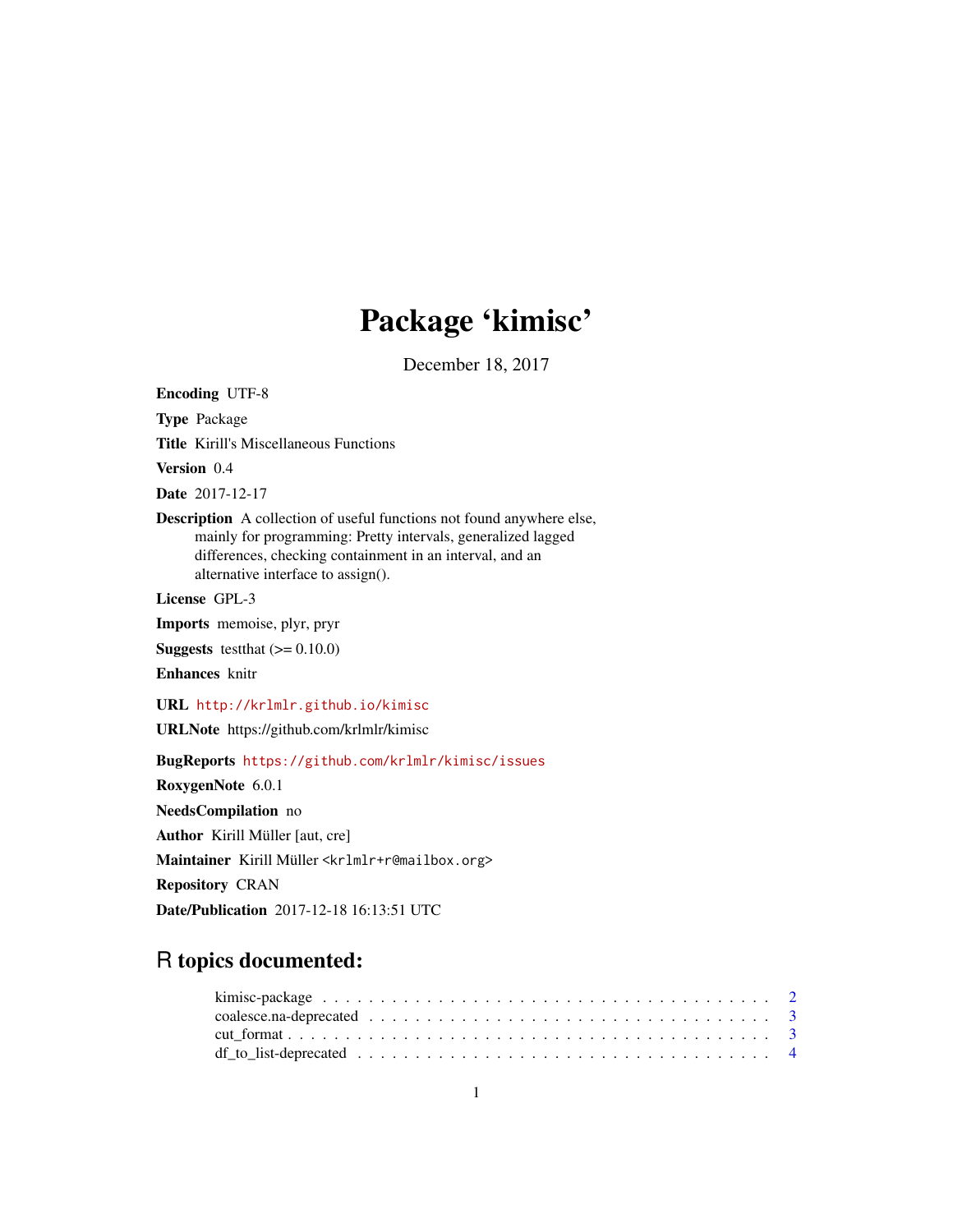# Package 'kimisc'

December 18, 2017

**Encoding** UTF-8

**Type** Package

**Title** Kirill's Miscellaneous Functions

**Version** 0.4

**Date** 2017-12-17

**Description** A collection of useful functions not found anywhere else, mainly for programming: Pretty intervals, generalized lagged differences, checking containment in an interval, and an alternative interface to assign().

**License** GPL-3

**Imports** memoise, plyr, pryr

**Suggests** testthat (>= 0.10.0)

**Enhances** knitr

**URL** http://krlmlr.github.io/kimisc

**URLNote** https://github.com/krlmlr/kimisc

**BugReports** https://github.com/krlmlr/kimisc/issues

**RoxygenNote** 6.0.1

**NeedsCompilation** no

**Author** Kirill Müller [aut, cre]

**Maintainer** Kirill Müller <krlmlr+r@mailbox.org>

**Repository** CRAN

**Date/Publication** 2017-12-18 16:13:51 UTC

## R topics documented:

kimisc-package . . . . . . . . . . . . . . . . . . . . . . . . . . . . . . . . . . . . 2
coalesce.na-deprecated . . . . . . . . . . . . . . . . . . . . . . . . . . . . . . . . 3
cut_format . . . . . . . . . . . . . . . . . . . . . . . . . . . . . . . . . . . . . . . 3
df_to_list-deprecated . . . . . . . . . . . . . . . . . . . . . . . . . . . . . . . . . 4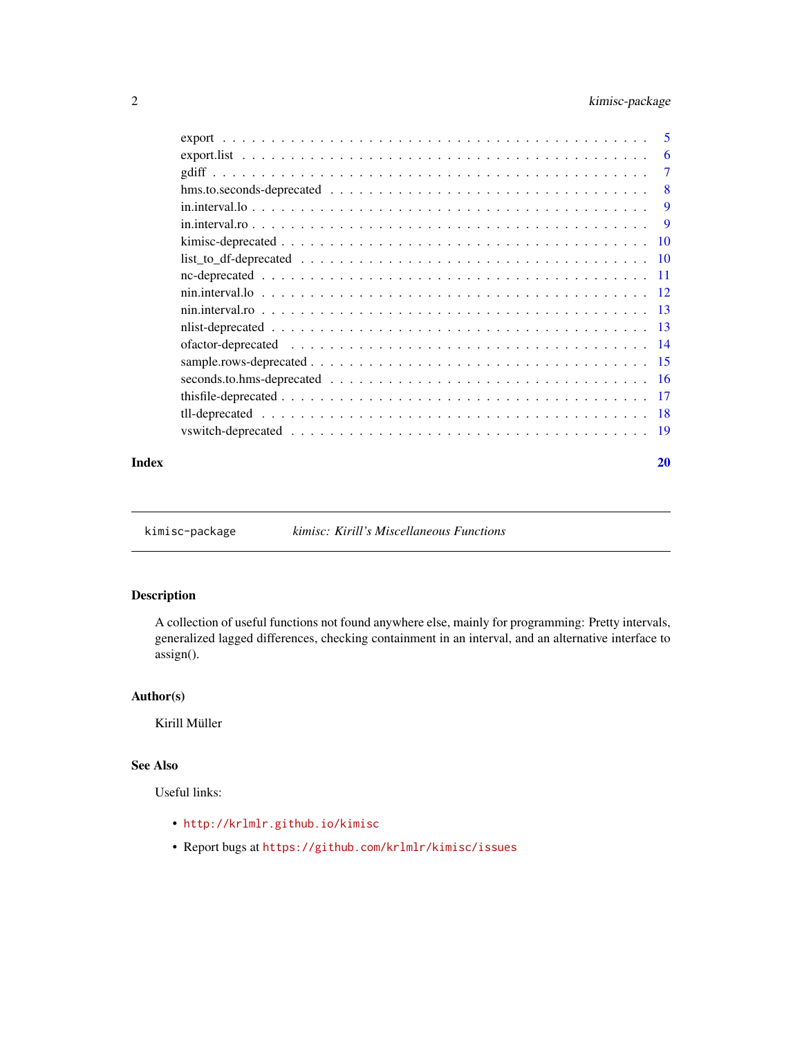export . . . . . . . . . . . . . . . . . . . . . . . . . . . . . . . . . . . . . . . . . 5
export.list . . . . . . . . . . . . . . . . . . . . . . . . . . . . . . . . . . . . . . . 6
gdiff . . . . . . . . . . . . . . . . . . . . . . . . . . . . . . . . . . . . . . . . . 7
hms.to.seconds-deprecated . . . . . . . . . . . . . . . . . . . . . . . . . . . . . . 8
in.interval.lo . . . . . . . . . . . . . . . . . . . . . . . . . . . . . . . . . . . . 9
in.interval.ro . . . . . . . . . . . . . . . . . . . . . . . . . . . . . . . . . . . . 9
kimisc-deprecated . . . . . . . . . . . . . . . . . . . . . . . . . . . . . . . . . . 10
list_to_df-deprecated . . . . . . . . . . . . . . . . . . . . . . . . . . . . . . . . 10
nc-deprecated . . . . . . . . . . . . . . . . . . . . . . . . . . . . . . . . . . . . 11
nin.interval.lo . . . . . . . . . . . . . . . . . . . . . . . . . . . . . . . . . . . 12
nin.interval.ro . . . . . . . . . . . . . . . . . . . . . . . . . . . . . . . . . . . 13
nlist-deprecated . . . . . . . . . . . . . . . . . . . . . . . . . . . . . . . . . . 13
ofactor-deprecated . . . . . . . . . . . . . . . . . . . . . . . . . . . . . . . . . 14
sample.rows-deprecated . . . . . . . . . . . . . . . . . . . . . . . . . . . . . . . 15
seconds.to.hms-deprecated . . . . . . . . . . . . . . . . . . . . . . . . . . . . . . 16
thisfile-deprecated . . . . . . . . . . . . . . . . . . . . . . . . . . . . . . . . . 17
tll-deprecated . . . . . . . . . . . . . . . . . . . . . . . . . . . . . . . . . . . . 18
vswitch-deprecated . . . . . . . . . . . . . . . . . . . . . . . . . . . . . . . . . . 19

**Index** **20**

---

`kimisc-package` *kimisc: Kirill's Miscellaneous Functions*

---

## Description

A collection of useful functions not found anywhere else, mainly for programming: Pretty intervals, generalized lagged differences, checking containment in an interval, and an alternative interface to assign().

## Author(s)

Kirill Müller

## See Also

Useful links:

- http://krlmlr.github.io/kimisc
- Report bugs at https://github.com/krlmlr/kimisc/issues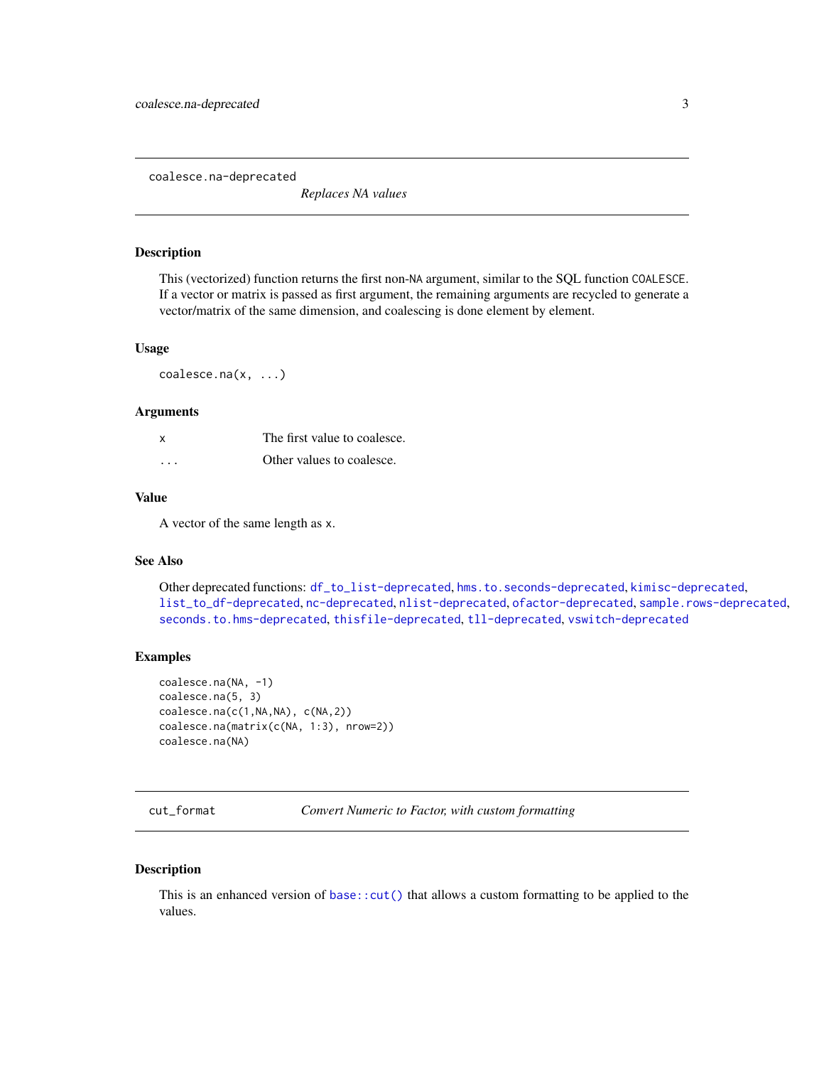## coalesce.na-deprecated

*Replaces NA values*

### Description

This (vectorized) function returns the first non-NA argument, similar to the SQL function COALESCE. If a vector or matrix is passed as first argument, the remaining arguments are recycled to generate a vector/matrix of the same dimension, and coalescing is done element by element.

### Usage

```
coalesce.na(x, ...)
```

### Arguments

| | |
|---|---|
| x | The first value to coalesce. |
| ... | Other values to coalesce. |

### Value

A vector of the same length as x.

### See Also

Other deprecated functions: df_to_list-deprecated, hms.to.seconds-deprecated, kimisc-deprecated, list_to_df-deprecated, nc-deprecated, nlist-deprecated, ofactor-deprecated, sample.rows-deprecated, seconds.to.hms-deprecated, thisfile-deprecated, tll-deprecated, vswitch-deprecated

### Examples

```
coalesce.na(NA, -1)
coalesce.na(5, 3)
coalesce.na(c(1,NA,NA), c(NA,2))
coalesce.na(matrix(c(NA, 1:3), nrow=2))
coalesce.na(NA)
```

## cut_format

*Convert Numeric to Factor, with custom formatting*

### Description

This is an enhanced version of base::cut() that allows a custom formatting to be applied to the values.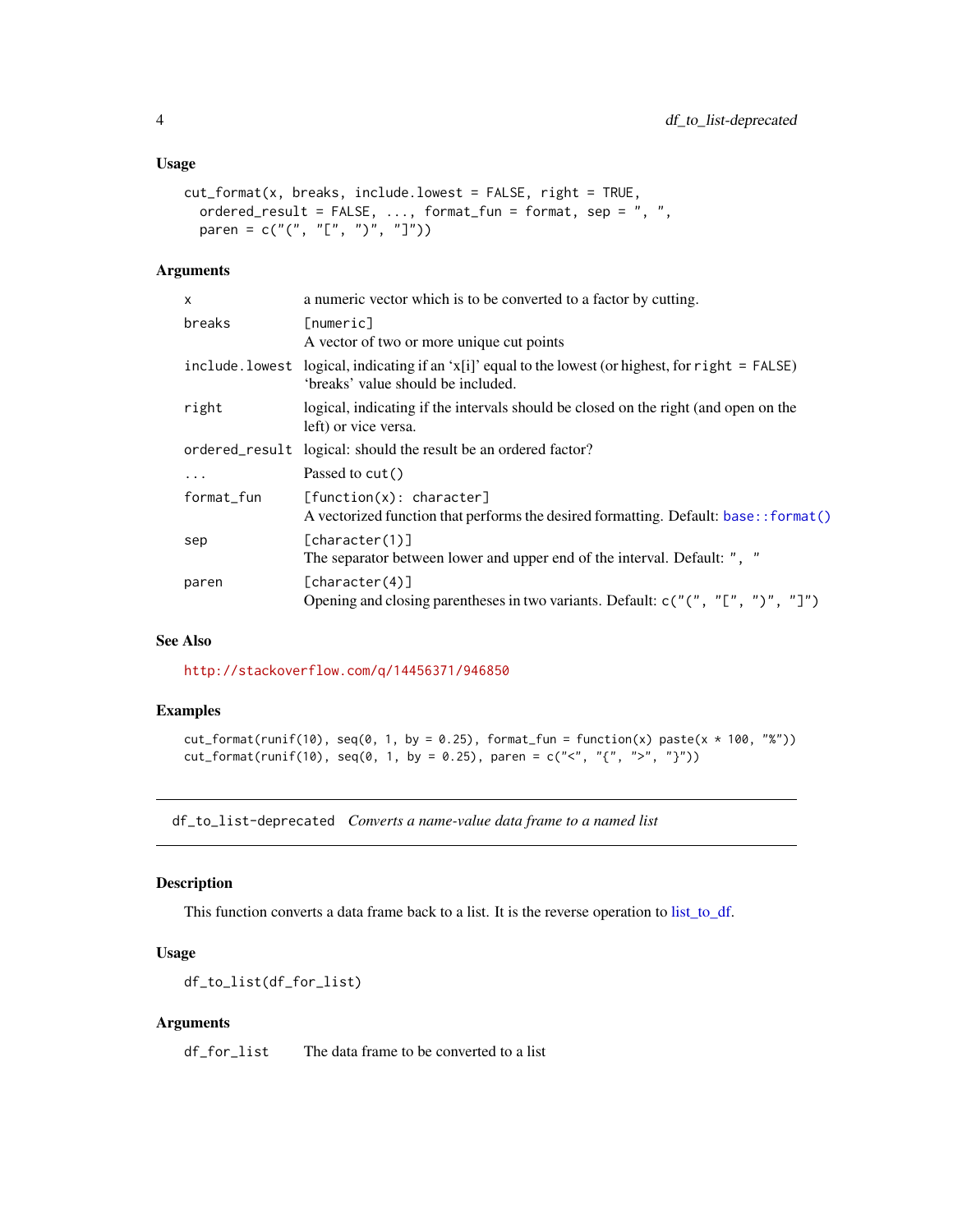### Usage

```
cut_format(x, breaks, include.lowest = FALSE, right = TRUE,
  ordered_result = FALSE, ..., format_fun = format, sep = ", ",
  paren = c("(", "[", ")", "]"))
```

### Arguments

| | |
|---|---|
| x | a numeric vector which is to be converted to a factor by cutting. |
| breaks | [numeric] A vector of two or more unique cut points |
| include.lowest | logical, indicating if an 'x[i]' equal to the lowest (or highest, for right = FALSE) 'breaks' value should be included. |
| right | logical, indicating if the intervals should be closed on the right (and open on the left) or vice versa. |
| ordered_result | logical: should the result be an ordered factor? |
| ... | Passed to cut() |
| format_fun | [function(x): character] A vectorized function that performs the desired formatting. Default: base::format() |
| sep | [character(1)] The separator between lower and upper end of the interval. Default: ", " |
| paren | [character(4)] Opening and closing parentheses in two variants. Default: c("(", "[", ")", "]") |

### See Also

http://stackoverflow.com/q/14456371/946850

### Examples

```
cut_format(runif(10), seq(0, 1, by = 0.25), format_fun = function(x) paste(x * 100, "%"))
cut_format(runif(10), seq(0, 1, by = 0.25), paren = c("<", "{", ">", "}"))
```

---

## df_to_list-deprecated *Converts a name-value data frame to a named list*

### Description

This function converts a data frame back to a list. It is the reverse operation to list_to_df.

### Usage

```
df_to_list(df_for_list)
```

### Arguments

| | |
|---|---|
| df_for_list | The data frame to be converted to a list |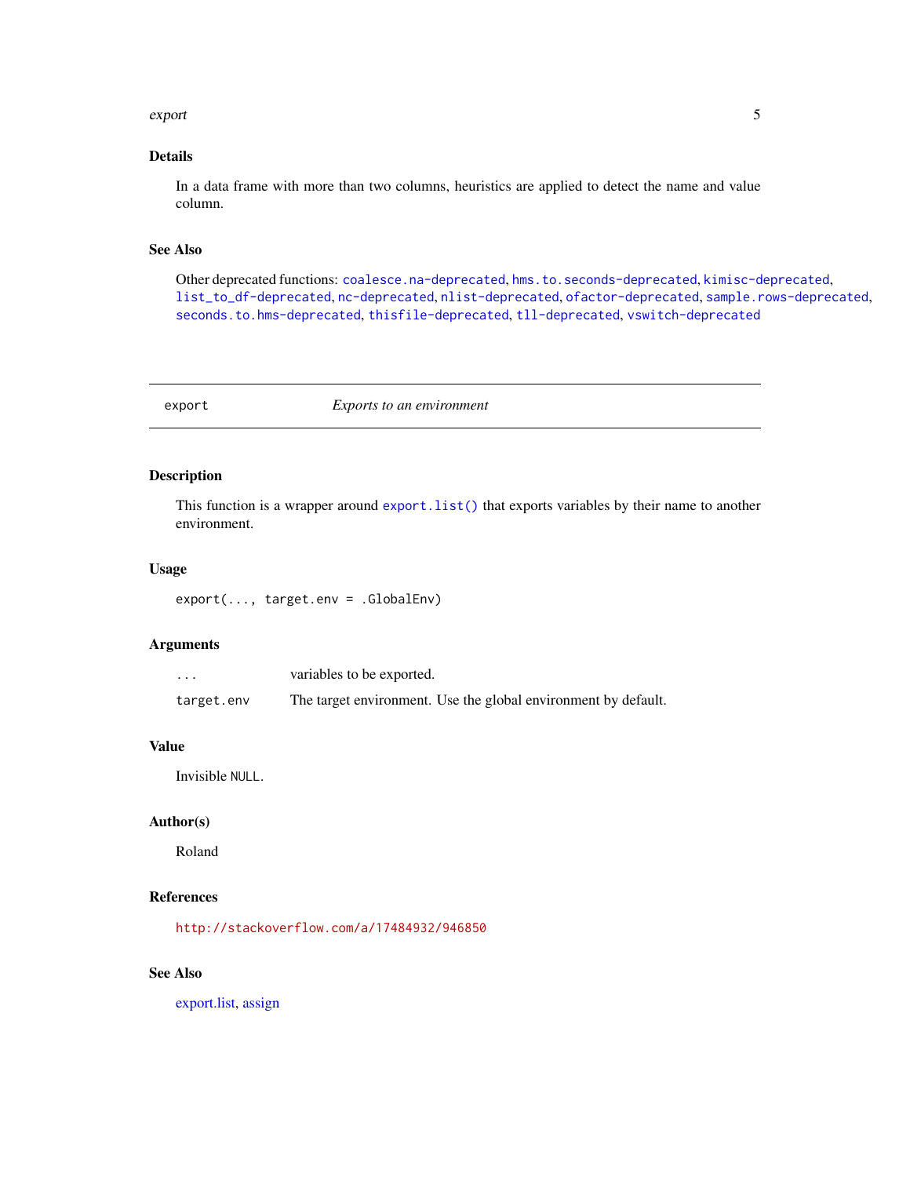## Details

In a data frame with more than two columns, heuristics are applied to detect the name and value column.

## See Also

Other deprecated functions: `coalesce.na-deprecated`, `hms.to.seconds-deprecated`, `kimisc-deprecated`, `list_to_df-deprecated`, `nc-deprecated`, `nlist-deprecated`, `ofactor-deprecated`, `sample.rows-deprecated`, `seconds.to.hms-deprecated`, `thisfile-deprecated`, `tll-deprecated`, `vswitch-deprecated`

---

# export — *Exports to an environment*

---

## Description

This function is a wrapper around `export.list()` that exports variables by their name to another environment.

## Usage

```
export(..., target.env = .GlobalEnv)
```

## Arguments

| | |
|---|---|
| `...` | variables to be exported. |
| `target.env` | The target environment. Use the global environment by default. |

## Value

Invisible `NULL`.

## Author(s)

Roland

## References

`http://stackoverflow.com/a/17484932/946850`

## See Also

export.list, assign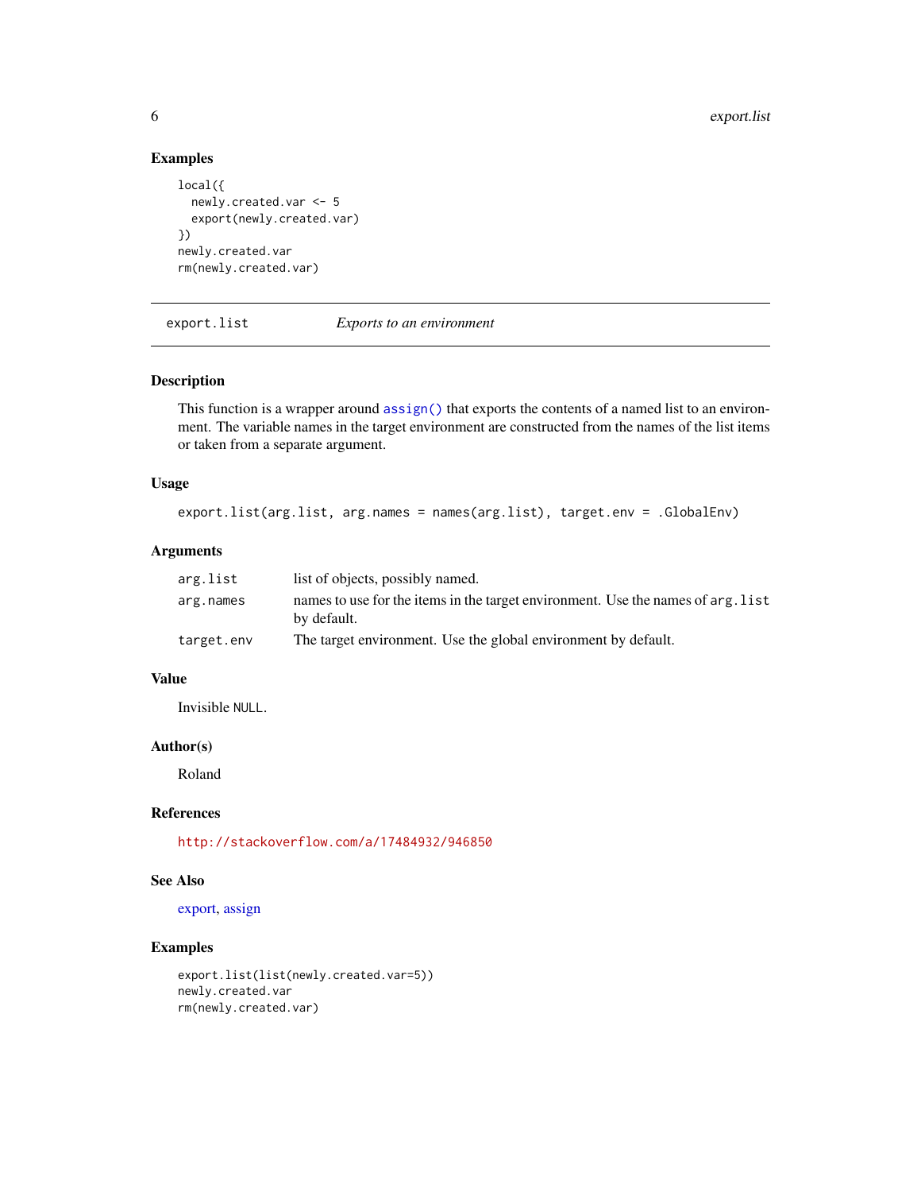## Examples

```
local({
  newly.created.var <- 5
  export(newly.created.var)
})
newly.created.var
rm(newly.created.var)
```

---

## export.list — *Exports to an environment*

---

### Description

This function is a wrapper around `assign()` that exports the contents of a named list to an environment. The variable names in the target environment are constructed from the names of the list items or taken from a separate argument.

### Usage

```
export.list(arg.list, arg.names = names(arg.list), target.env = .GlobalEnv)
```

### Arguments

| | |
|---|---|
| `arg.list` | list of objects, possibly named. |
| `arg.names` | names to use for the items in the target environment. Use the names of `arg.list` by default. |
| `target.env` | The target environment. Use the global environment by default. |

### Value

Invisible `NULL`.

### Author(s)

Roland

### References

http://stackoverflow.com/a/17484932/946850

### See Also

export, assign

### Examples

```
export.list(list(newly.created.var=5))
newly.created.var
rm(newly.created.var)
```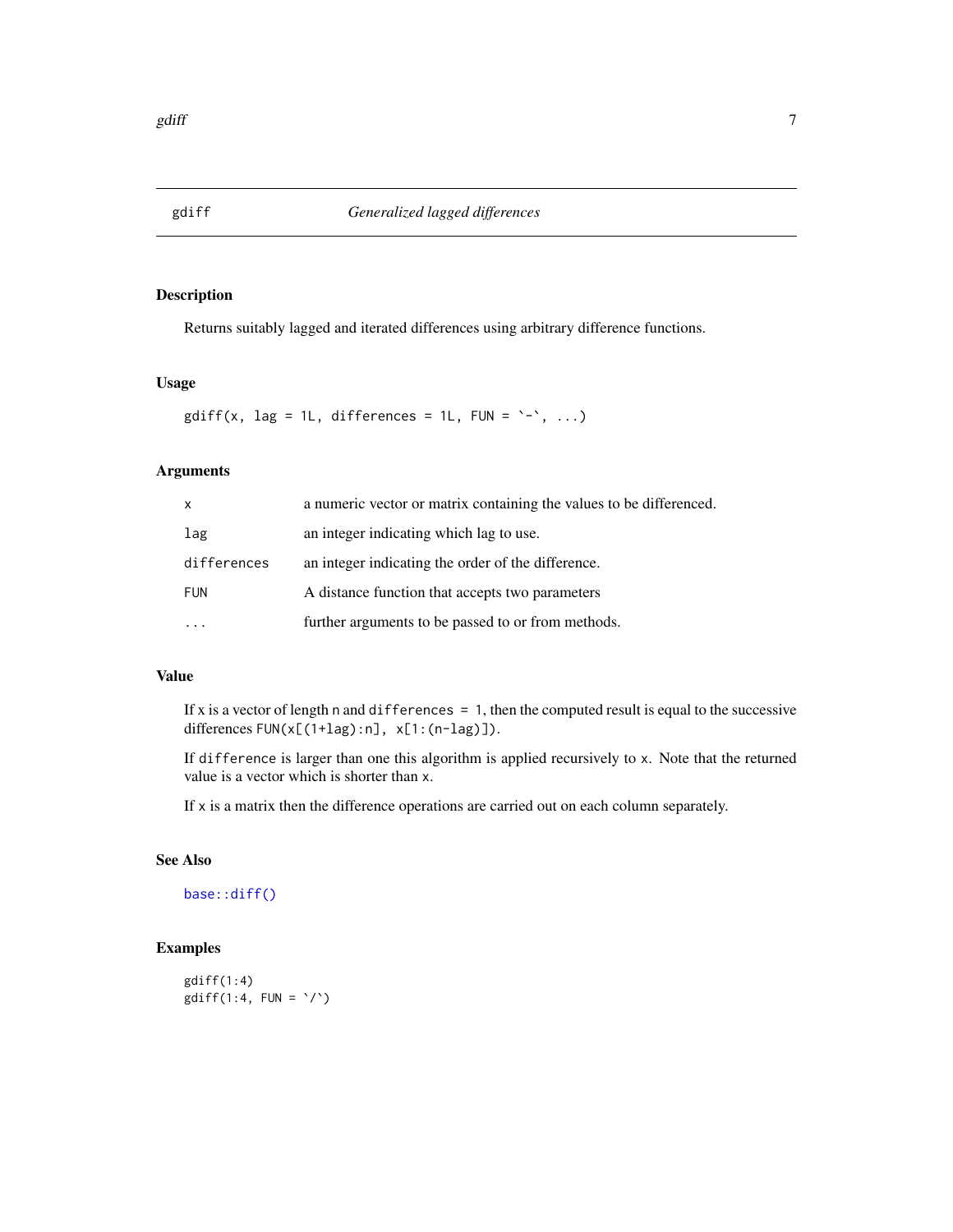# gdiff — *Generalized lagged differences*

## Description

Returns suitably lagged and iterated differences using arbitrary difference functions.

## Usage

```
gdiff(x, lag = 1L, differences = 1L, FUN = `-`, ...)
```

## Arguments

| | |
|---|---|
| `x` | a numeric vector or matrix containing the values to be differenced. |
| `lag` | an integer indicating which lag to use. |
| `differences` | an integer indicating the order of the difference. |
| `FUN` | A distance function that accepts two parameters |
| `...` | further arguments to be passed to or from methods. |

## Value

If x is a vector of length n and `differences = 1`, then the computed result is equal to the successive differences `FUN(x[(1+lag):n], x[1:(n-lag)])`.

If `difference` is larger than one this algorithm is applied recursively to `x`. Note that the returned value is a vector which is shorter than `x`.

If `x` is a matrix then the difference operations are carried out on each column separately.

## See Also

`base::diff()`

## Examples

```
gdiff(1:4)
gdiff(1:4, FUN = `/`)
```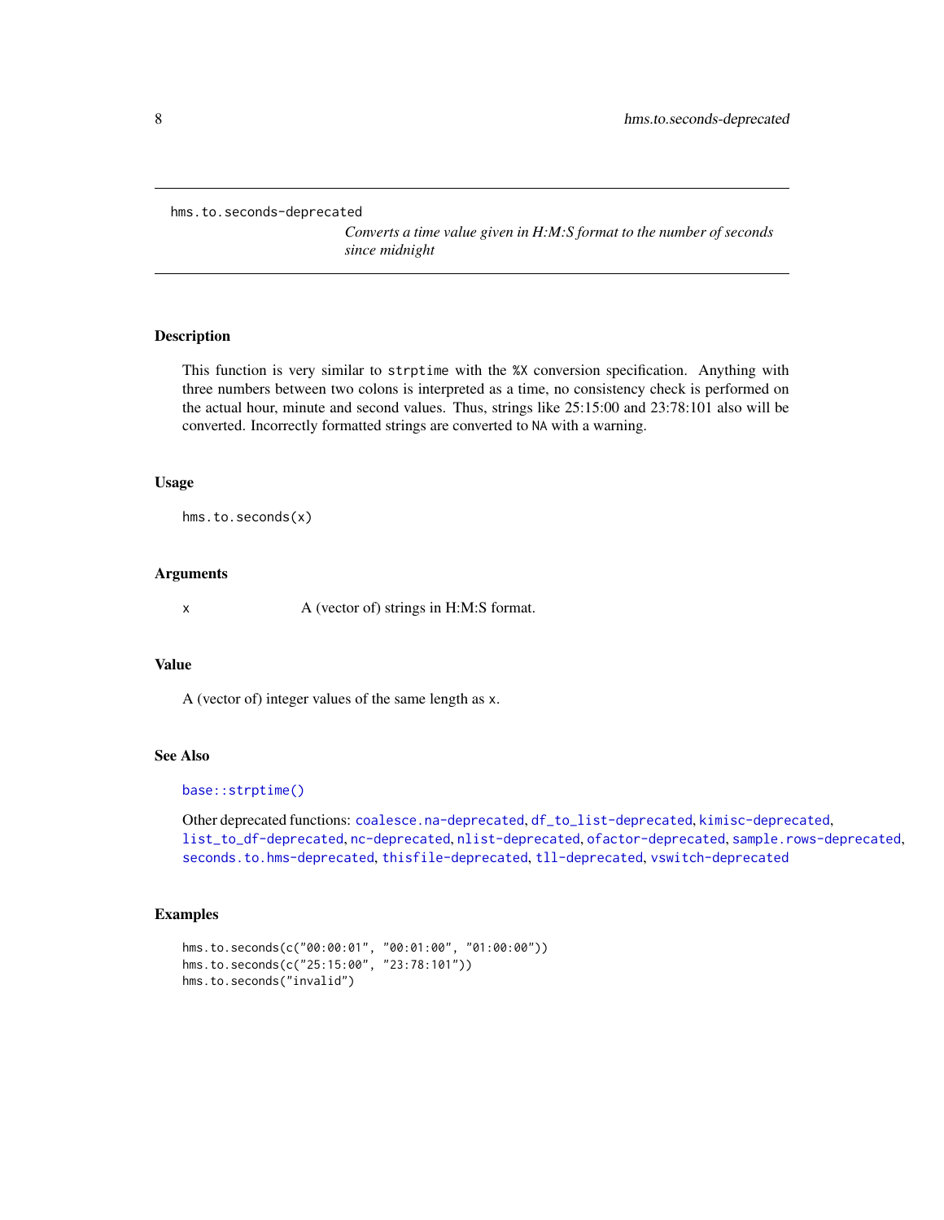## hms.to.seconds-deprecated

*Converts a time value given in H:M:S format to the number of seconds since midnight*

### Description

This function is very similar to `strptime` with the `%X` conversion specification. Anything with three numbers between two colons is interpreted as a time, no consistency check is performed on the actual hour, minute and second values. Thus, strings like 25:15:00 and 23:78:101 also will be converted. Incorrectly formatted strings are converted to `NA` with a warning.

### Usage

```
hms.to.seconds(x)
```

### Arguments

| | |
|---|---|
| `x` | A (vector of) strings in H:M:S format. |

### Value

A (vector of) integer values of the same length as `x`.

### See Also

`base::strptime()`

Other deprecated functions: `coalesce.na-deprecated`, `df_to_list-deprecated`, `kimisc-deprecated`, `list_to_df-deprecated`, `nc-deprecated`, `nlist-deprecated`, `ofactor-deprecated`, `sample.rows-deprecated`, `seconds.to.hms-deprecated`, `thisfile-deprecated`, `tll-deprecated`, `vswitch-deprecated`

### Examples

```
hms.to.seconds(c("00:00:01", "00:01:00", "01:00:00"))
hms.to.seconds(c("25:15:00", "23:78:101"))
hms.to.seconds("invalid")
```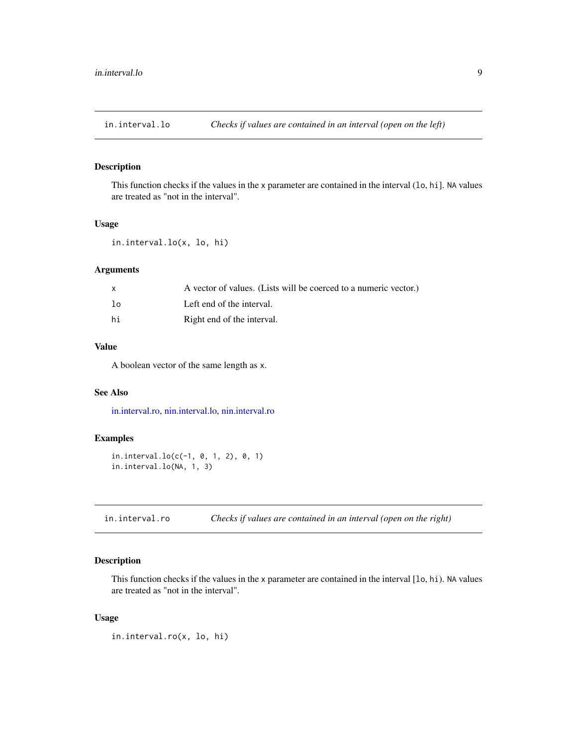## in.interval.lo — *Checks if values are contained in an interval (open on the left)*

### Description

This function checks if the values in the `x` parameter are contained in the interval (`lo`, `hi`]. `NA` values are treated as "not in the interval".

### Usage

```
in.interval.lo(x, lo, hi)
```

### Arguments

| | |
|---|---|
| `x` | A vector of values. (Lists will be coerced to a numeric vector.) |
| `lo` | Left end of the interval. |
| `hi` | Right end of the interval. |

### Value

A boolean vector of the same length as `x`.

### See Also

in.interval.ro, nin.interval.lo, nin.interval.ro

### Examples

```
in.interval.lo(c(-1, 0, 1, 2), 0, 1)
in.interval.lo(NA, 1, 3)
```

## in.interval.ro — *Checks if values are contained in an interval (open on the right)*

### Description

This function checks if the values in the `x` parameter are contained in the interval [`lo`, `hi`). `NA` values are treated as "not in the interval".

### Usage

```
in.interval.ro(x, lo, hi)
```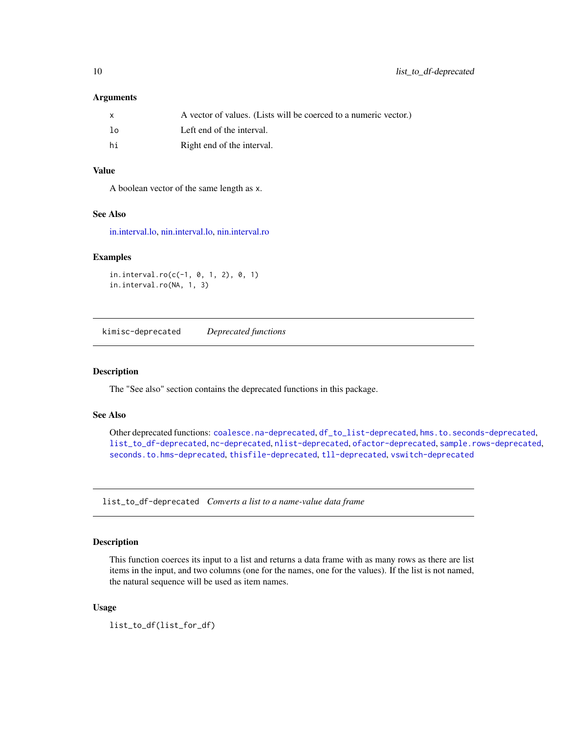### Arguments

| | |
|---|---|
| x | A vector of values. (Lists will be coerced to a numeric vector.) |
| lo | Left end of the interval. |
| hi | Right end of the interval. |

### Value

A boolean vector of the same length as x.

### See Also

in.interval.lo, nin.interval.lo, nin.interval.ro

### Examples

```
in.interval.ro(c(-1, 0, 1, 2), 0, 1)
in.interval.ro(NA, 1, 3)
```

---

## kimisc-deprecated *Deprecated functions*

---

### Description

The "See also" section contains the deprecated functions in this package.

### See Also

Other deprecated functions: `coalesce.na-deprecated`, `df_to_list-deprecated`, `hms.to.seconds-deprecated`, `list_to_df-deprecated`, `nc-deprecated`, `nlist-deprecated`, `ofactor-deprecated`, `sample.rows-deprecated`, `seconds.to.hms-deprecated`, `thisfile-deprecated`, `tll-deprecated`, `vswitch-deprecated`

---

## list_to_df-deprecated *Converts a list to a name-value data frame*

---

### Description

This function coerces its input to a list and returns a data frame with as many rows as there are list items in the input, and two columns (one for the names, one for the values). If the list is not named, the natural sequence will be used as item names.

### Usage

```
list_to_df(list_for_df)
```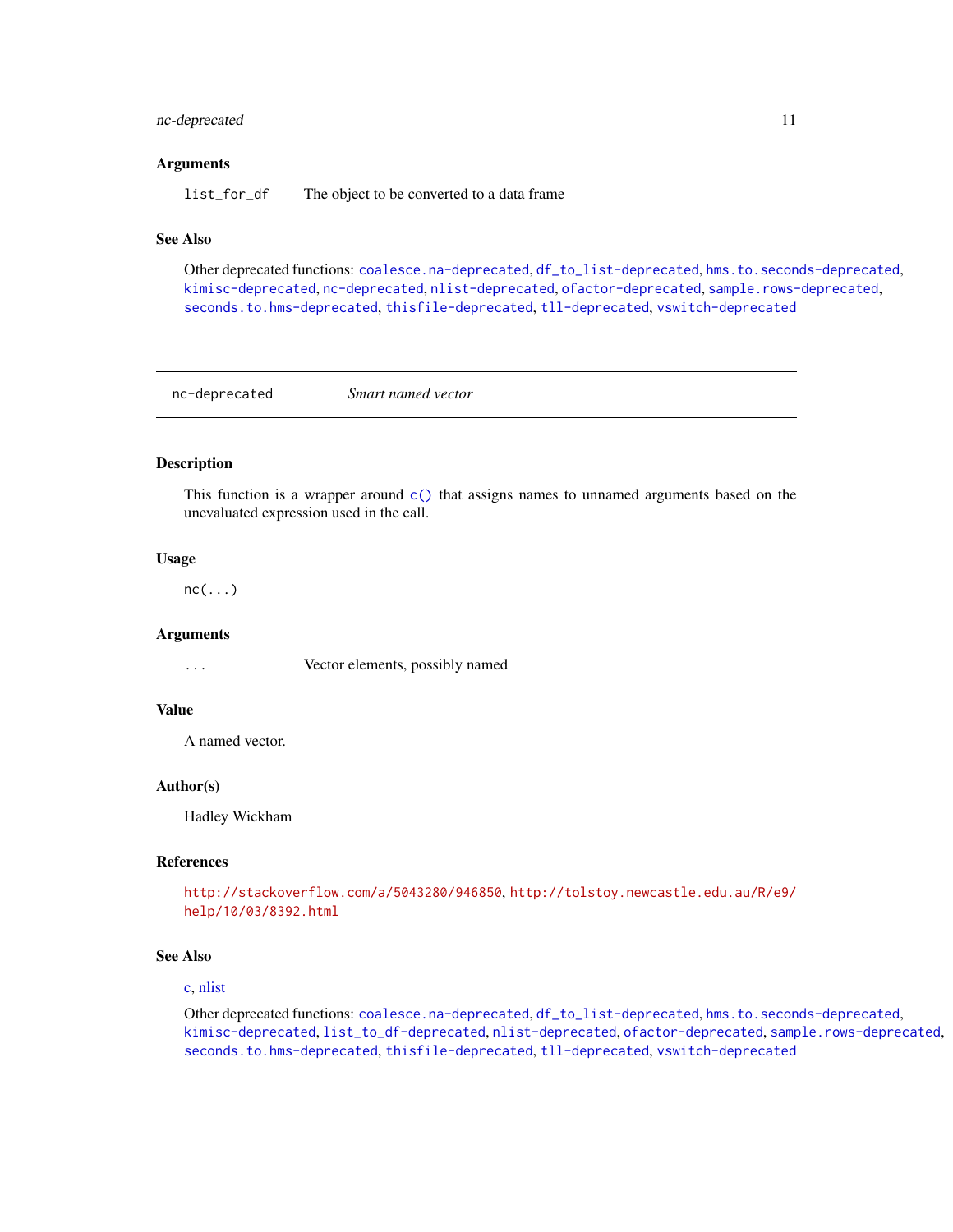### Arguments

| | |
|---|---|
| `list_for_df` | The object to be converted to a data frame |

### See Also

Other deprecated functions: `coalesce.na-deprecated`, `df_to_list-deprecated`, `hms.to.seconds-deprecated`, `kimisc-deprecated`, `nc-deprecated`, `nlist-deprecated`, `ofactor-deprecated`, `sample.rows-deprecated`, `seconds.to.hms-deprecated`, `thisfile-deprecated`, `tll-deprecated`, `vswitch-deprecated`

---

## nc-deprecated — *Smart named vector*

---

### Description

This function is a wrapper around `c()` that assigns names to unnamed arguments based on the unevaluated expression used in the call.

### Usage

```
nc(...)
```

### Arguments

| | |
|---|---|
| `...` | Vector elements, possibly named |

### Value

A named vector.

### Author(s)

Hadley Wickham

### References

http://stackoverflow.com/a/5043280/946850, http://tolstoy.newcastle.edu.au/R/e9/help/10/03/8392.html

### See Also

c, nlist

Other deprecated functions: `coalesce.na-deprecated`, `df_to_list-deprecated`, `hms.to.seconds-deprecated`, `kimisc-deprecated`, `list_to_df-deprecated`, `nlist-deprecated`, `ofactor-deprecated`, `sample.rows-deprecated`, `seconds.to.hms-deprecated`, `thisfile-deprecated`, `tll-deprecated`, `vswitch-deprecated`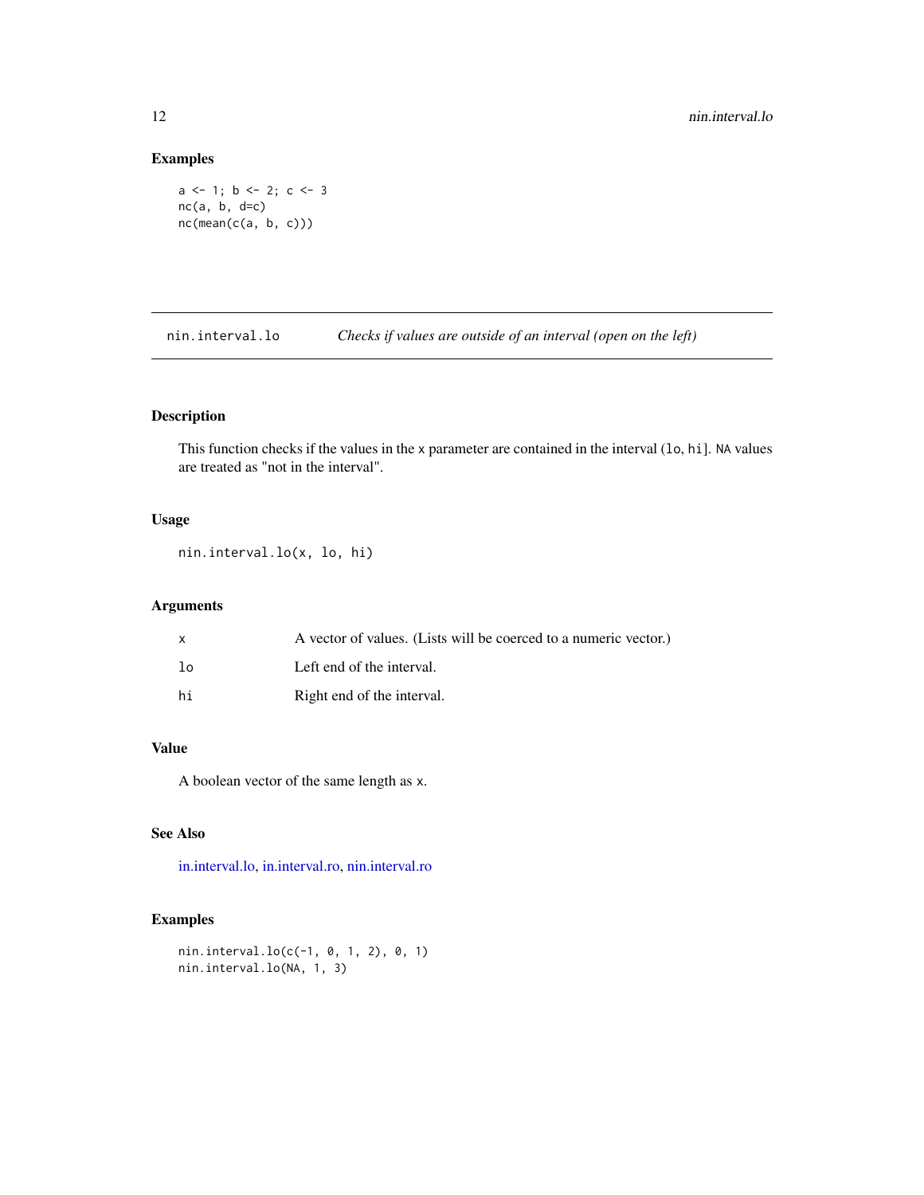## Examples

```
a <- 1; b <- 2; c <- 3
nc(a, b, d=c)
nc(mean(c(a, b, c)))
```

---

`nin.interval.lo` *Checks if values are outside of an interval (open on the left)*

---

## Description

This function checks if the values in the `x` parameter are contained in the interval (`lo`, `hi`]. `NA` values are treated as "not in the interval".

## Usage

```
nin.interval.lo(x, lo, hi)
```

## Arguments

| | |
|---|---|
| `x` | A vector of values. (Lists will be coerced to a numeric vector.) |
| `lo` | Left end of the interval. |
| `hi` | Right end of the interval. |

## Value

A boolean vector of the same length as `x`.

## See Also

in.interval.lo, in.interval.ro, nin.interval.ro

## Examples

```
nin.interval.lo(c(-1, 0, 1, 2), 0, 1)
nin.interval.lo(NA, 1, 3)
```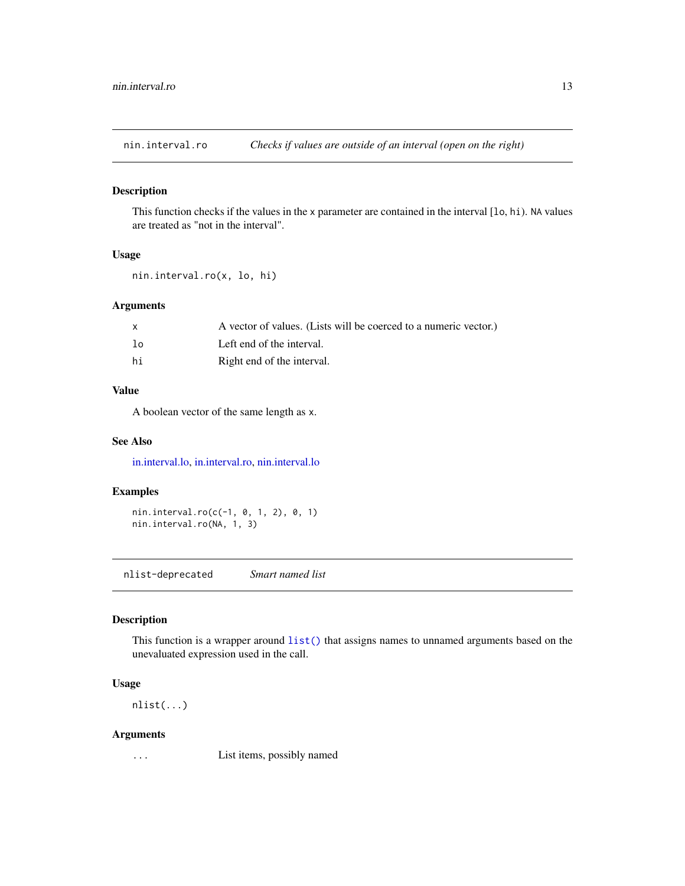## nin.interval.ro — *Checks if values are outside of an interval (open on the right)*

### Description

This function checks if the values in the `x` parameter are contained in the interval [`lo`, `hi`). `NA` values are treated as "not in the interval".

### Usage

```
nin.interval.ro(x, lo, hi)
```

### Arguments

| | |
|---|---|
| `x` | A vector of values. (Lists will be coerced to a numeric vector.) |
| `lo` | Left end of the interval. |
| `hi` | Right end of the interval. |

### Value

A boolean vector of the same length as `x`.

### See Also

in.interval.lo, in.interval.ro, nin.interval.lo

### Examples

```
nin.interval.ro(c(-1, 0, 1, 2), 0, 1)
nin.interval.ro(NA, 1, 3)
```

## nlist-deprecated — *Smart named list*

### Description

This function is a wrapper around `list()` that assigns names to unnamed arguments based on the unevaluated expression used in the call.

### Usage

```
nlist(...)
```

### Arguments

| | |
|---|---|
| `...` | List items, possibly named |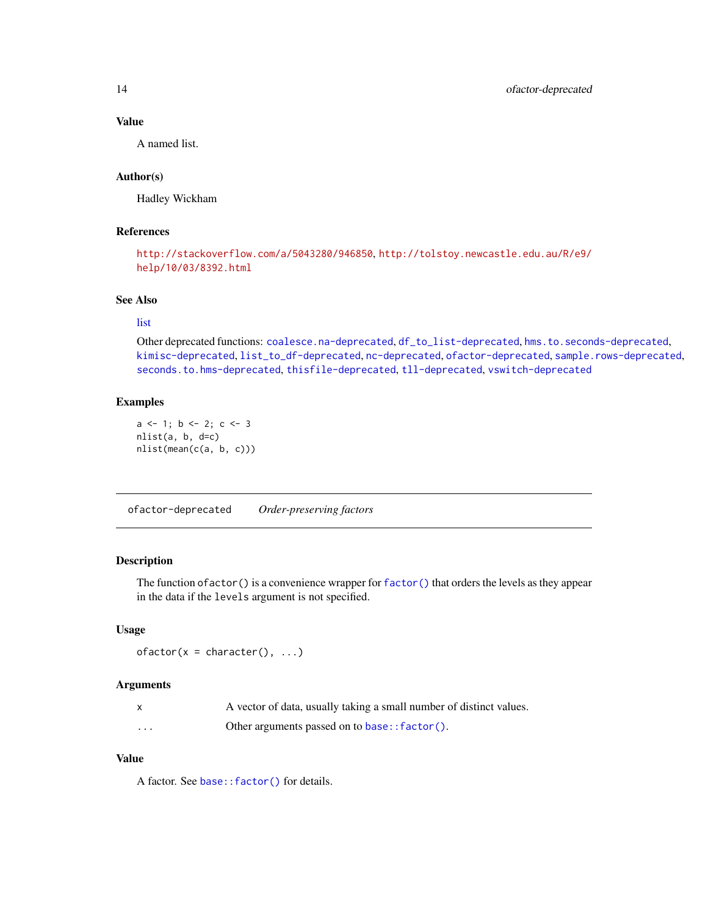### Value

A named list.

### Author(s)

Hadley Wickham

### References

http://stackoverflow.com/a/5043280/946850, http://tolstoy.newcastle.edu.au/R/e9/help/10/03/8392.html

### See Also

list

Other deprecated functions: `coalesce.na-deprecated`, `df_to_list-deprecated`, `hms.to.seconds-deprecated`, `kimisc-deprecated`, `list_to_df-deprecated`, `nc-deprecated`, `ofactor-deprecated`, `sample.rows-deprecated`, `seconds.to.hms-deprecated`, `thisfile-deprecated`, `tll-deprecated`, `vswitch-deprecated`

### Examples

```
a <- 1; b <- 2; c <- 3
nlist(a, b, d=c)
nlist(mean(c(a, b, c)))
```

---

## `ofactor-deprecated` *Order-preserving factors*

---

### Description

The function `ofactor()` is a convenience wrapper for `factor()` that orders the levels as they appear in the data if the `levels` argument is not specified.

### Usage

```
ofactor(x = character(), ...)
```

### Arguments

| | |
|---|---|
| `x` | A vector of data, usually taking a small number of distinct values. |
| `...` | Other arguments passed on to `base::factor()`. |

### Value

A factor. See `base::factor()` for details.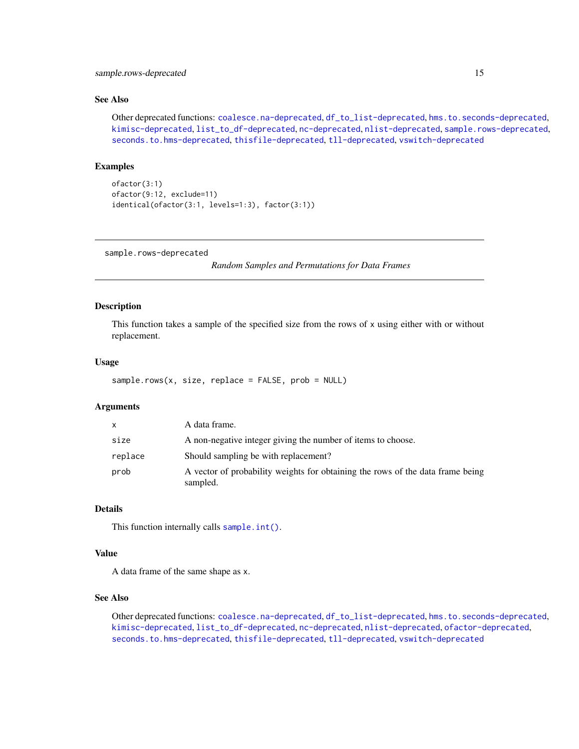## See Also

Other deprecated functions: `coalesce.na-deprecated`, `df_to_list-deprecated`, `hms.to.seconds-deprecated`, `kimisc-deprecated`, `list_to_df-deprecated`, `nc-deprecated`, `nlist-deprecated`, `sample.rows-deprecated`, `seconds.to.hms-deprecated`, `thisfile-deprecated`, `tll-deprecated`, `vswitch-deprecated`

## Examples

```
ofactor(3:1)
ofactor(9:12, exclude=11)
identical(ofactor(3:1, levels=1:3), factor(3:1))
```

---

# sample.rows-deprecated

*Random Samples and Permutations for Data Frames*

---

## Description

This function takes a sample of the specified size from the rows of `x` using either with or without replacement.

## Usage

```
sample.rows(x, size, replace = FALSE, prob = NULL)
```

## Arguments

| | |
|---|---|
| `x` | A data frame. |
| `size` | A non-negative integer giving the number of items to choose. |
| `replace` | Should sampling be with replacement? |
| `prob` | A vector of probability weights for obtaining the rows of the data frame being sampled. |

## Details

This function internally calls `sample.int()`.

## Value

A data frame of the same shape as `x`.

## See Also

Other deprecated functions: `coalesce.na-deprecated`, `df_to_list-deprecated`, `hms.to.seconds-deprecated`, `kimisc-deprecated`, `list_to_df-deprecated`, `nc-deprecated`, `nlist-deprecated`, `ofactor-deprecated`, `seconds.to.hms-deprecated`, `thisfile-deprecated`, `tll-deprecated`, `vswitch-deprecated`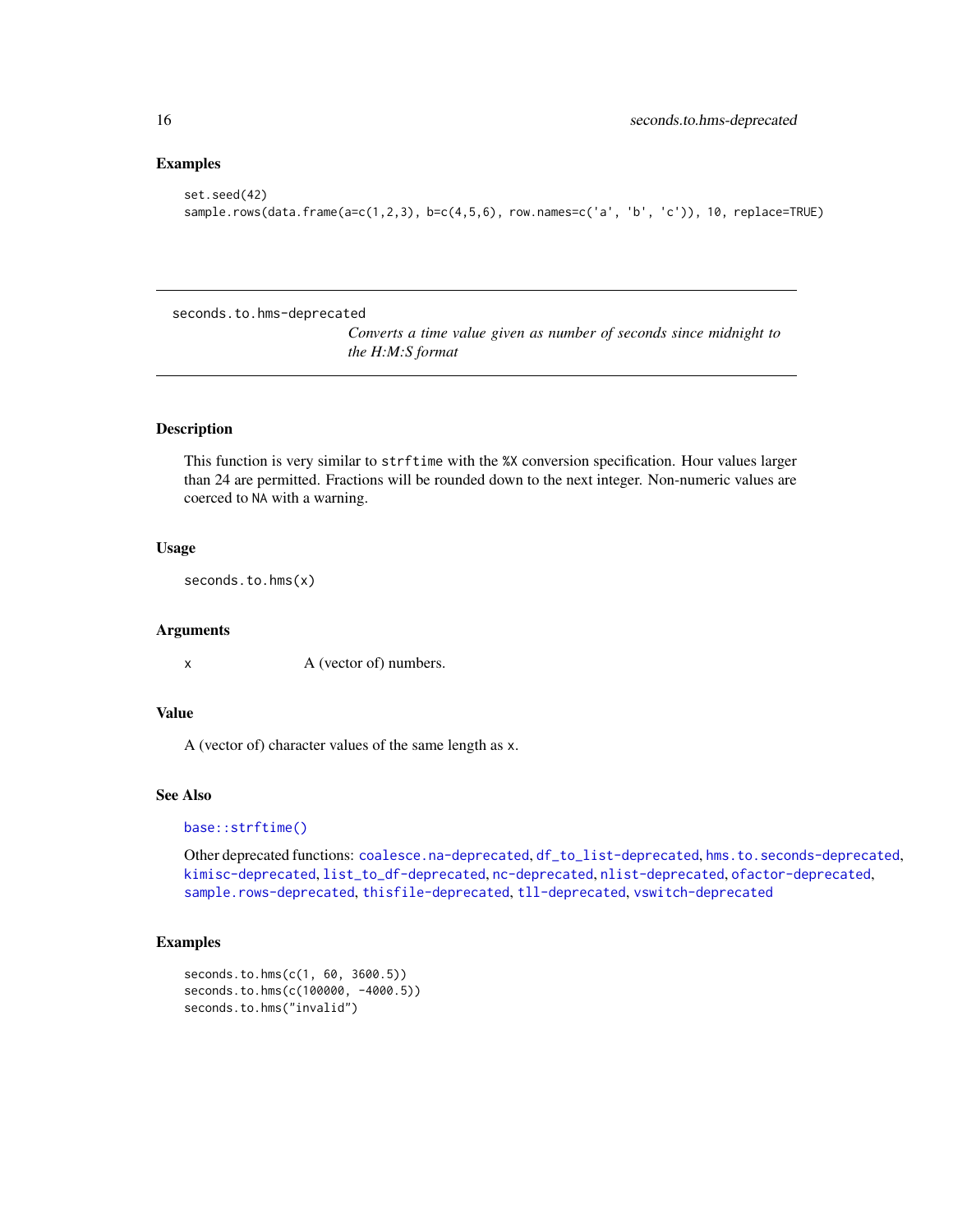### Examples

```
set.seed(42)
sample.rows(data.frame(a=c(1,2,3), b=c(4,5,6), row.names=c('a', 'b', 'c')), 10, replace=TRUE)
```

---

## seconds.to.hms-deprecated

*Converts a time value given as number of seconds since midnight to the H:M:S format*

---

### Description

This function is very similar to `strftime` with the `%X` conversion specification. Hour values larger than 24 are permitted. Fractions will be rounded down to the next integer. Non-numeric values are coerced to `NA` with a warning.

### Usage

```
seconds.to.hms(x)
```

### Arguments

| | |
|---|---|
| x | A (vector of) numbers. |

### Value

A (vector of) character values of the same length as `x`.

### See Also

`base::strftime()`

Other deprecated functions: `coalesce.na-deprecated`, `df_to_list-deprecated`, `hms.to.seconds-deprecated`, `kimisc-deprecated`, `list_to_df-deprecated`, `nc-deprecated`, `nlist-deprecated`, `ofactor-deprecated`, `sample.rows-deprecated`, `thisfile-deprecated`, `tll-deprecated`, `vswitch-deprecated`

### Examples

```
seconds.to.hms(c(1, 60, 3600.5))
seconds.to.hms(c(100000, -4000.5))
seconds.to.hms("invalid")
```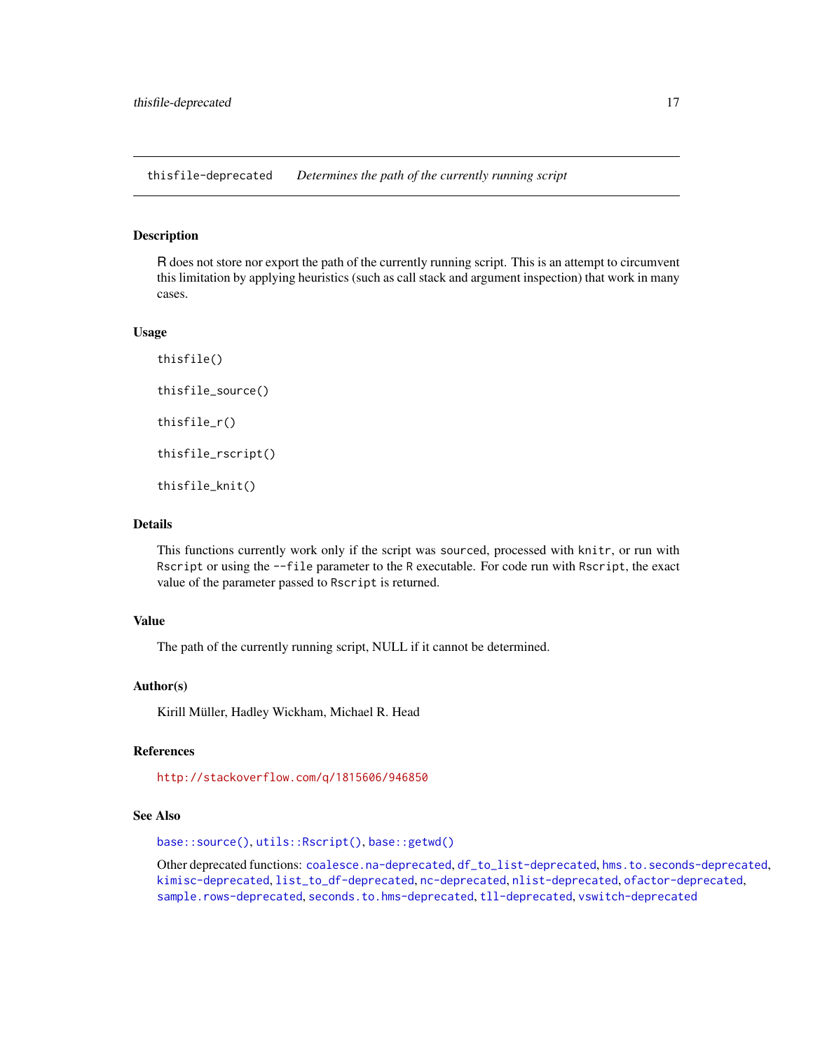## thisfile-deprecated *Determines the path of the currently running script*

### Description

R does not store nor export the path of the currently running script. This is an attempt to circumvent this limitation by applying heuristics (such as call stack and argument inspection) that work in many cases.

### Usage

```
thisfile()

thisfile_source()

thisfile_r()

thisfile_rscript()

thisfile_knit()
```

### Details

This functions currently work only if the script was `source`d, processed with `knitr`, or run with `Rscript` or using the `--file` parameter to the `R` executable. For code run with `Rscript`, the exact value of the parameter passed to `Rscript` is returned.

### Value

The path of the currently running script, NULL if it cannot be determined.

### Author(s)

Kirill Müller, Hadley Wickham, Michael R. Head

### References

http://stackoverflow.com/q/1815606/946850

### See Also

`base::source()`, `utils::Rscript()`, `base::getwd()`

Other deprecated functions: `coalesce.na-deprecated`, `df_to_list-deprecated`, `hms.to.seconds-deprecated`, `kimisc-deprecated`, `list_to_df-deprecated`, `nc-deprecated`, `nlist-deprecated`, `ofactor-deprecated`, `sample.rows-deprecated`, `seconds.to.hms-deprecated`, `tll-deprecated`, `vswitch-deprecated`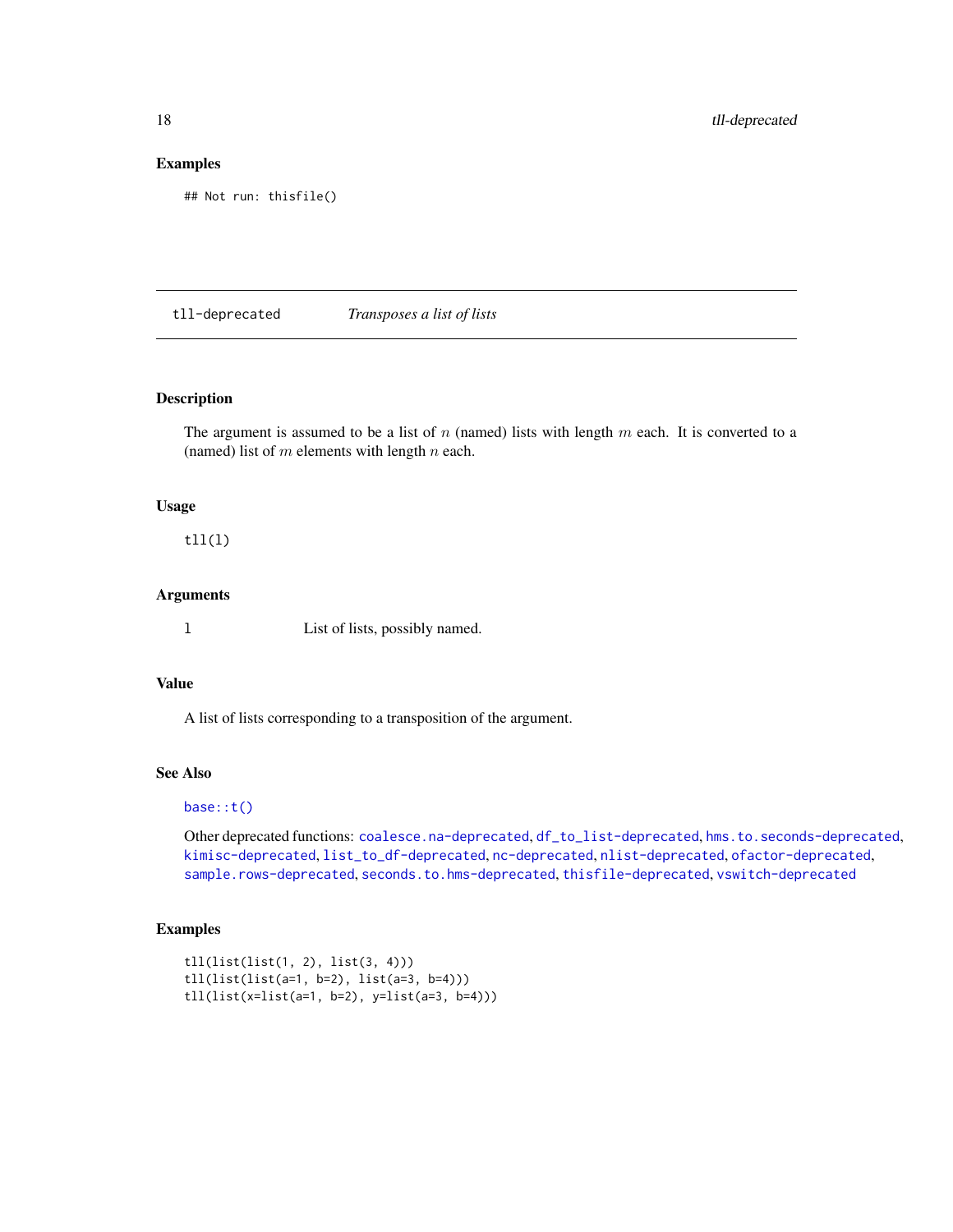### Examples

```
## Not run: thisfile()
```

---

## tll-deprecated *Transposes a list of lists*

---

### Description

The argument is assumed to be a list of $n$ (named) lists with length $m$ each. It is converted to a (named) list of $m$ elements with length $n$ each.

### Usage

```
tll(l)
```

### Arguments

| | |
|---|---|
| l | List of lists, possibly named. |

### Value

A list of lists corresponding to a transposition of the argument.

### See Also

`base::t()`

Other deprecated functions: `coalesce.na-deprecated`, `df_to_list-deprecated`, `hms.to.seconds-deprecated`, `kimisc-deprecated`, `list_to_df-deprecated`, `nc-deprecated`, `nlist-deprecated`, `ofactor-deprecated`, `sample.rows-deprecated`, `seconds.to.hms-deprecated`, `thisfile-deprecated`, `vswitch-deprecated`

### Examples

```
tll(list(list(1, 2), list(3, 4)))
tll(list(list(a=1, b=2), list(a=3, b=4)))
tll(list(x=list(a=1, b=2), y=list(a=3, b=4)))
```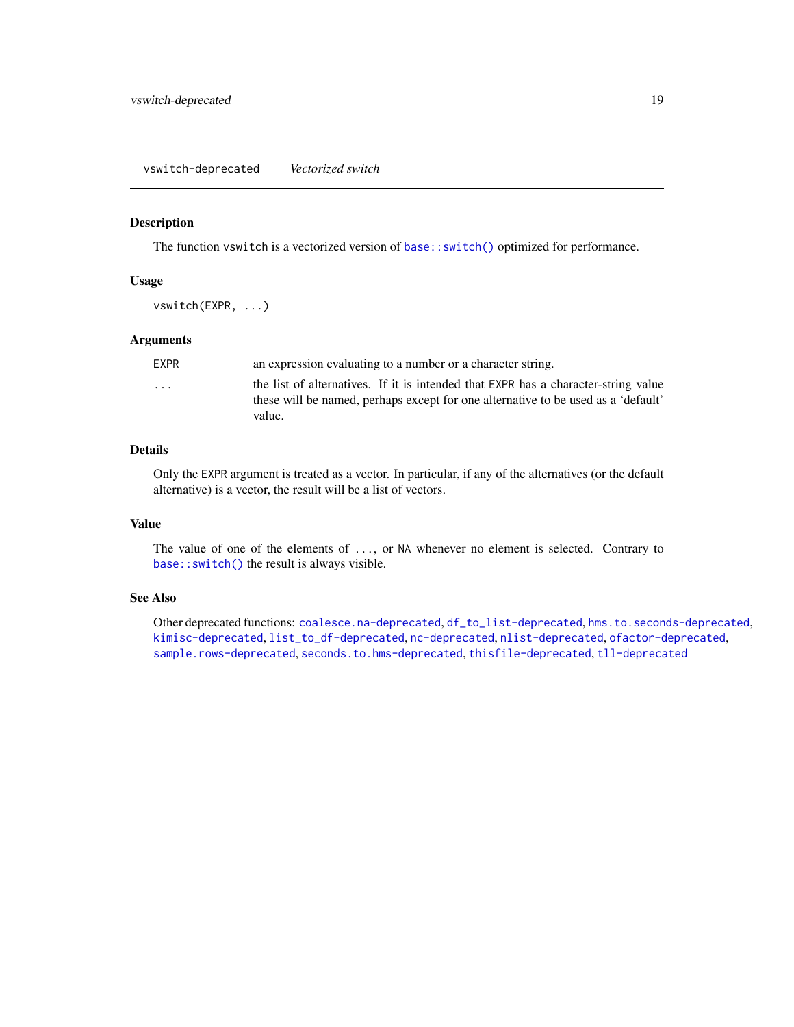## vswitch-deprecated — *Vectorized switch*

### Description

The function `vswitch` is a vectorized version of `base::switch()` optimized for performance.

### Usage

```
vswitch(EXPR, ...)
```

### Arguments

| | |
|---|---|
| `EXPR` | an expression evaluating to a number or a character string. |
| `...` | the list of alternatives. If it is intended that `EXPR` has a character-string value these will be named, perhaps except for one alternative to be used as a 'default' value. |

### Details

Only the `EXPR` argument is treated as a vector. In particular, if any of the alternatives (or the default alternative) is a vector, the result will be a list of vectors.

### Value

The value of one of the elements of `...`, or `NA` whenever no element is selected. Contrary to `base::switch()` the result is always visible.

### See Also

Other deprecated functions: `coalesce.na-deprecated`, `df_to_list-deprecated`, `hms.to.seconds-deprecated`, `kimisc-deprecated`, `list_to_df-deprecated`, `nc-deprecated`, `nlist-deprecated`, `ofactor-deprecated`, `sample.rows-deprecated`, `seconds.to.hms-deprecated`, `thisfile-deprecated`, `tll-deprecated`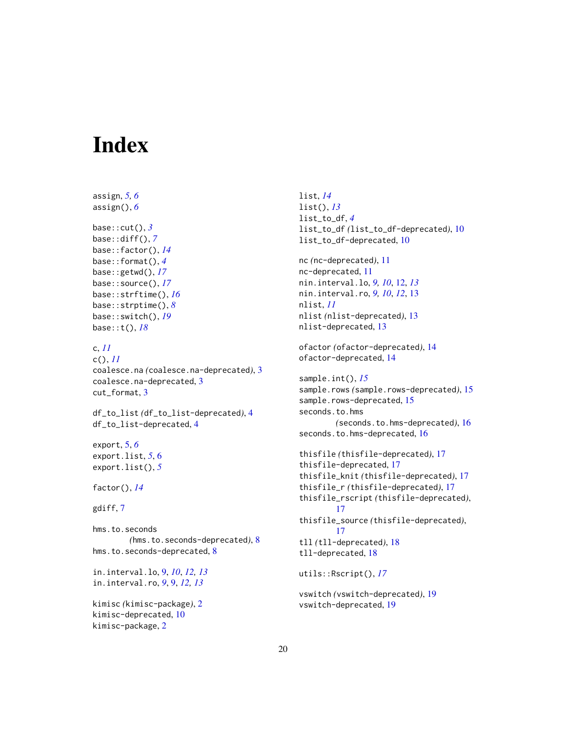# Index

assign, *5, 6*
assign(), *6*

base::cut(), *3*
base::diff(), *7*
base::factor(), *14*
base::format(), *4*
base::getwd(), *17*
base::source(), *17*
base::strftime(), *16*
base::strptime(), *8*
base::switch(), *19*
base::t(), *18*

c, *11*
c(), *11*
coalesce.na *(coalesce.na-deprecated)*, 3
coalesce.na-deprecated, 3
cut_format, 3

df_to_list *(df_to_list-deprecated)*, 4
df_to_list-deprecated, 4

export, 5, *6*
export.list, *5*, 6
export.list(), *5*

factor(), *14*

gdiff, 7

hms.to.seconds *(hms.to.seconds-deprecated)*, 8
hms.to.seconds-deprecated, 8

in.interval.lo, 9, *10*, *12, 13*
in.interval.ro, *9*, 9, *12, 13*

kimisc *(kimisc-package)*, 2
kimisc-deprecated, 10
kimisc-package, 2

list, *14*
list(), *13*
list_to_df, *4*
list_to_df *(list_to_df-deprecated)*, 10
list_to_df-deprecated, 10

nc *(nc-deprecated)*, 11
nc-deprecated, 11
nin.interval.lo, *9, 10*, 12, *13*
nin.interval.ro, *9, 10*, *12*, 13
nlist, *11*
nlist *(nlist-deprecated)*, 13
nlist-deprecated, 13

ofactor *(ofactor-deprecated)*, 14
ofactor-deprecated, 14

sample.int(), *15*
sample.rows *(sample.rows-deprecated)*, 15
sample.rows-deprecated, 15
seconds.to.hms *(seconds.to.hms-deprecated)*, 16
seconds.to.hms-deprecated, 16

thisfile *(thisfile-deprecated)*, 17
thisfile-deprecated, 17
thisfile_knit *(thisfile-deprecated)*, 17
thisfile_r *(thisfile-deprecated)*, 17
thisfile_rscript *(thisfile-deprecated)*, 17
thisfile_source *(thisfile-deprecated)*, 17
tll *(tll-deprecated)*, 18
tll-deprecated, 18

utils::Rscript(), *17*

vswitch *(vswitch-deprecated)*, 19
vswitch-deprecated, 19